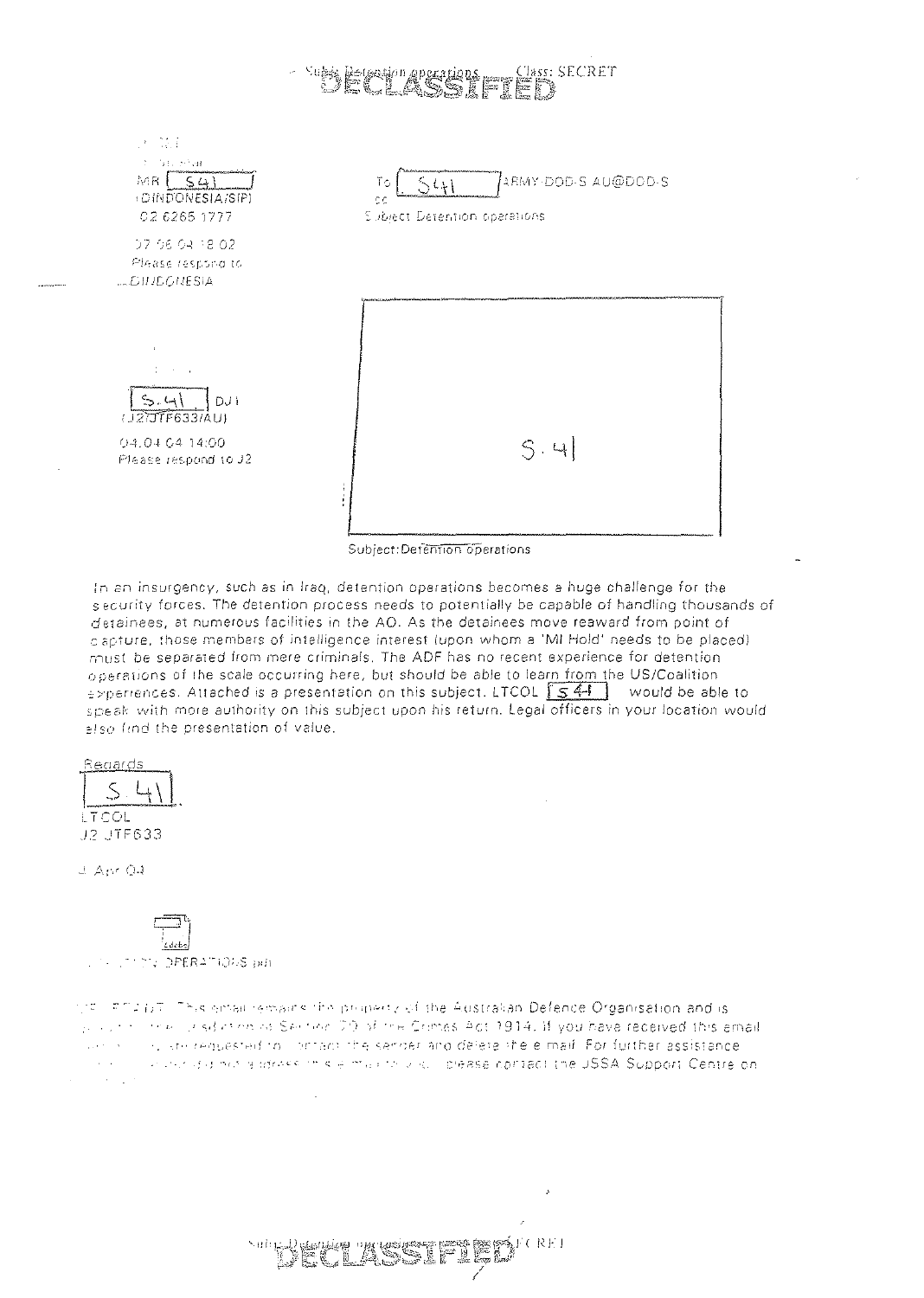Subject: Detention operations Class: SECRET

DECLASSIFIED

MR [S41]
(DINDONESIA/SIP)
02 6265 1777

07.06.04 18:02
Please respond to
DINDONESIA

To [S41] ARMY-DOD-S AU@DOD-S
cc
Subject Detention operations

[S.41] DJ1
(J2/JTF633/AU)

04.04.04 14:00
Please respond to J2

[S.41]

Subject: Detention operations

In an insurgency, such as in Iraq, detention operations becomes a huge challenge for the security forces. The detention process needs to potentially be capable of handling thousands of detainees, at numerous facilities in the AO. As the detainees move reaward from point of capture, those members of intelligence interest (upon whom a 'MI Hold' needs to be placed) must be separated from mere criminals. The ADF has no recent experience for detention operations of the scale occurring here, but should be able to learn from the US/Coalition experiences. Attached is a presentation on this subject. LTCOL [S41] would be able to speak with more authority on this subject upon his return. Legal officers in your location would also find the presentation of value.

Regards

[S.41]
LTCOL
J2 JTF633

4 Apr 04

DETENTION OPERATIONS.ppt

... This email remains the property of the Australian Defence Organisation and is ... Section 70 of the Crimes Act 1914. If you have received this email ... are requested to contact the sender and delete the e mail. For further assistance ... please contact the JSSA Support Centre on ...

DECLASSIFIED SECRET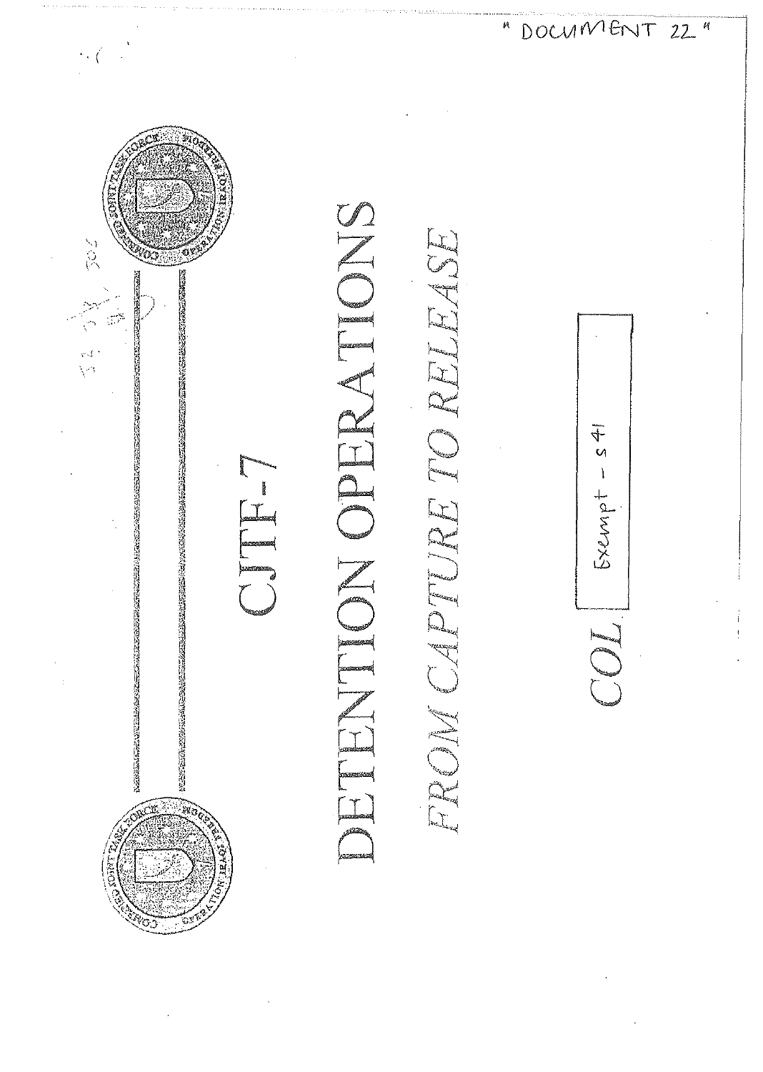"DOCUMENT 22"

# CJTF-7

# DETENTION OPERATIONS

## *FROM CAPTURE TO RELEASE*

*COL* Exempt – s 41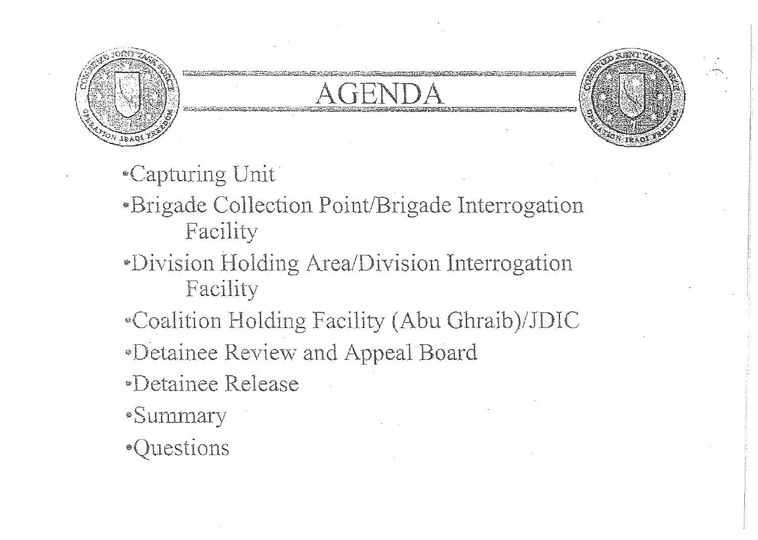# AGENDA

- Capturing Unit
- Brigade Collection Point/Brigade Interrogation Facility
- Division Holding Area/Division Interrogation Facility
- Coalition Holding Facility (Abu Ghraib)/JDIC
- Detainee Review and Appeal Board
- Detainee Release
- Summary
- Questions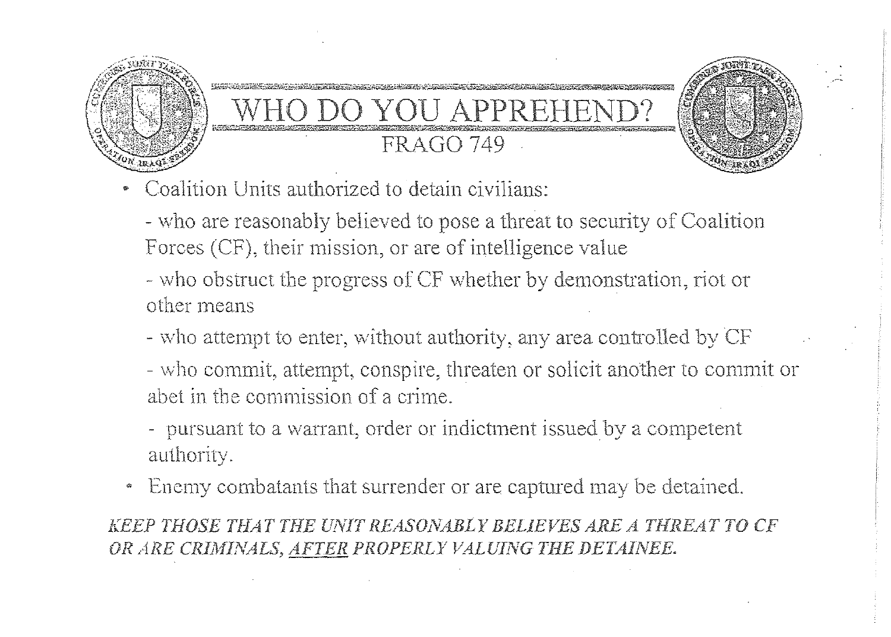# WHO DO YOU APPREHEND?

## FRAGO 749

- Coalition Units authorized to detain civilians:
  - who are reasonably believed to pose a threat to security of Coalition Forces (CF), their mission, or are of intelligence value
  - who obstruct the progress of CF whether by demonstration, riot or other means
  - who attempt to enter, without authority, any area controlled by CF
  - who commit, attempt, conspire, threaten or solicit another to commit or abet in the commission of a crime.
  - pursuant to a warrant, order or indictment issued by a competent authority.
- Enemy combatants that surrender or are captured may be detained.

*KEEP THOSE THAT THE UNIT REASONABLY BELIEVES ARE A THREAT TO CF OR ARE CRIMINALS, AFTER PROPERLY VALUING THE DETAINEE.*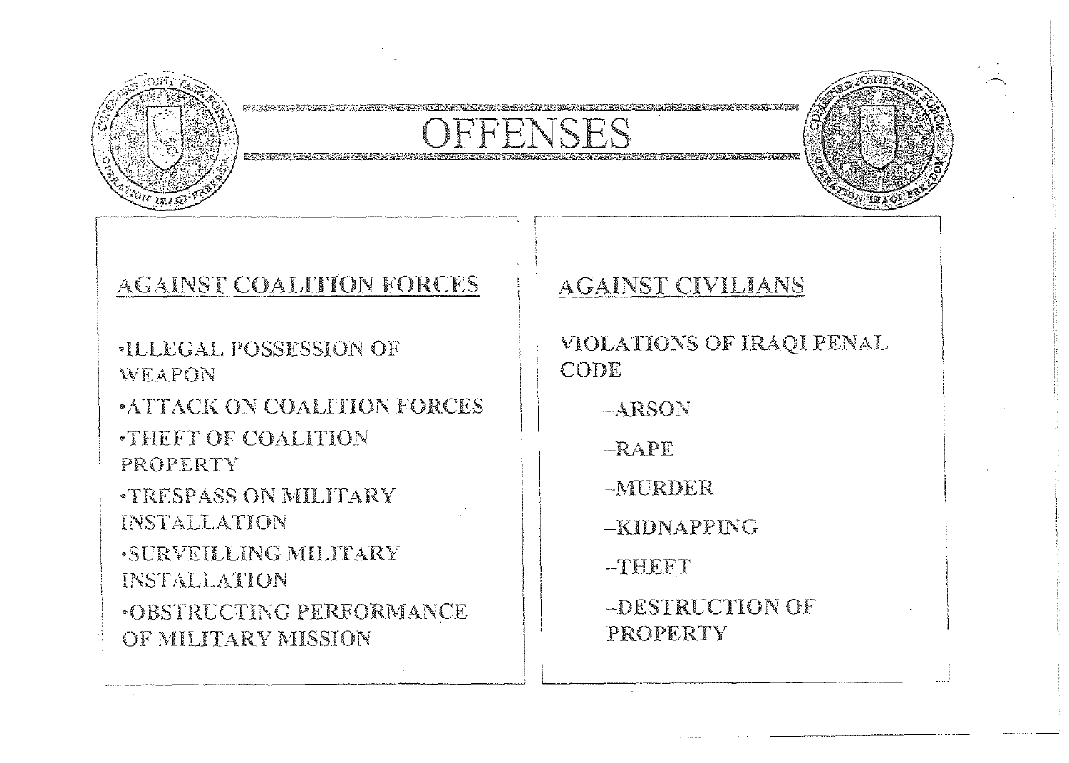# OFFENSES

## AGAINST COALITION FORCES

- ILLEGAL POSSESSION OF WEAPON
- ATTACK ON COALITION FORCES
- THEFT OF COALITION PROPERTY
- TRESPASS ON MILITARY INSTALLATION
- SURVEILLING MILITARY INSTALLATION
- OBSTRUCTING PERFORMANCE OF MILITARY MISSION

## AGAINST CIVILIANS

VIOLATIONS OF IRAQI PENAL CODE

- ARSON
- RAPE
- MURDER
- KIDNAPPING
- THEFT
- DESTRUCTION OF PROPERTY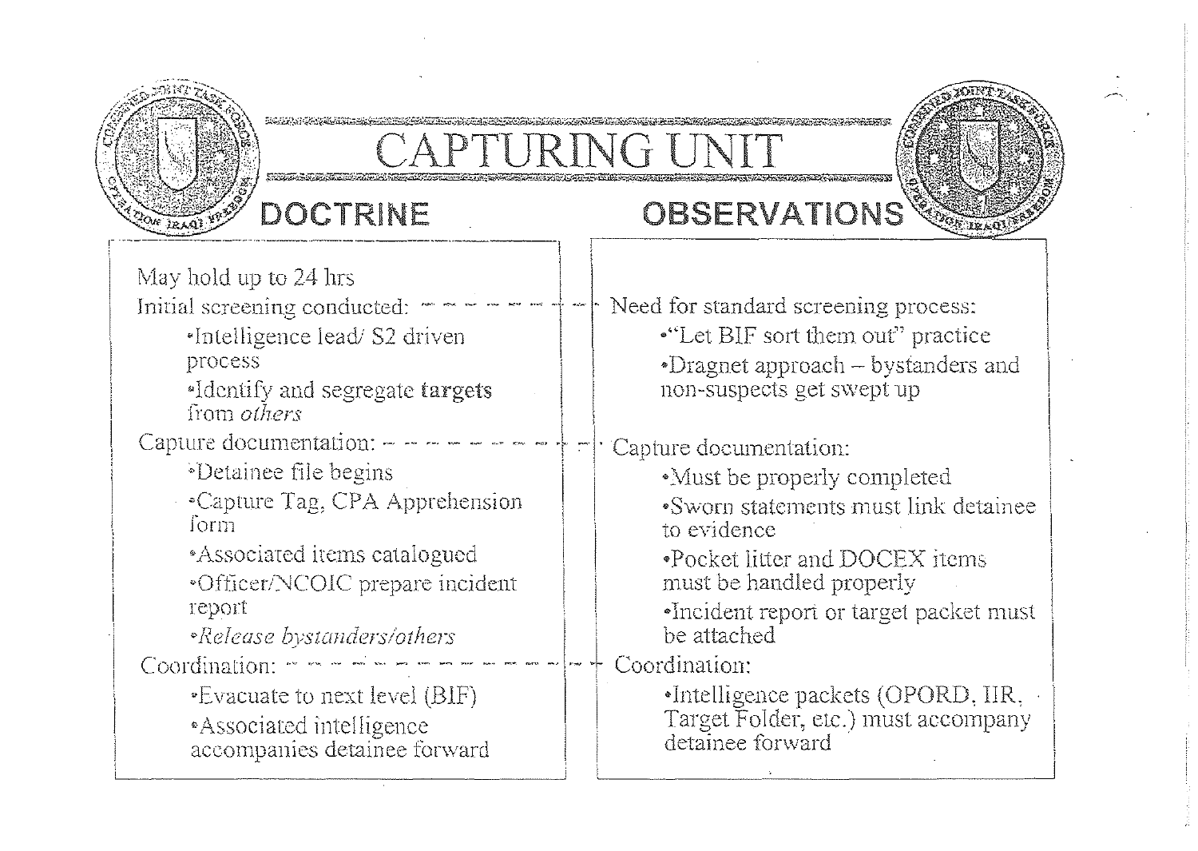# CAPTURING UNIT

| DOCTRINE | OBSERVATIONS |
| --- | --- |
| May hold up to 24 hrs | |
| Initial screening conducted:<br>•Intelligence lead/ S2 driven process<br>•Identify and segregate **targets** from *others* | Need for standard screening process:<br>•"Let BIF sort them out" practice<br>•Dragnet approach – bystanders and non-suspects get swept up |
| Capture documentation:<br>•Detainee file begins<br>•Capture Tag, CPA Apprehension form<br>•Associated items catalogued<br>•Officer/NCOIC prepare incident report<br>•*Release bystanders/others* | Capture documentation:<br>•Must be properly completed<br>•Sworn statements must link detainee to evidence<br>•Pocket litter and DOCEX items must be handled properly<br>•Incident report or target packet must be attached |
| Coordination:<br>•Evacuate to next level (BIF)<br>•Associated intelligence accompanies detainee forward | Coordination:<br>•Intelligence packets (OPORD, IIR, Target Folder, etc.) must accompany detainee forward |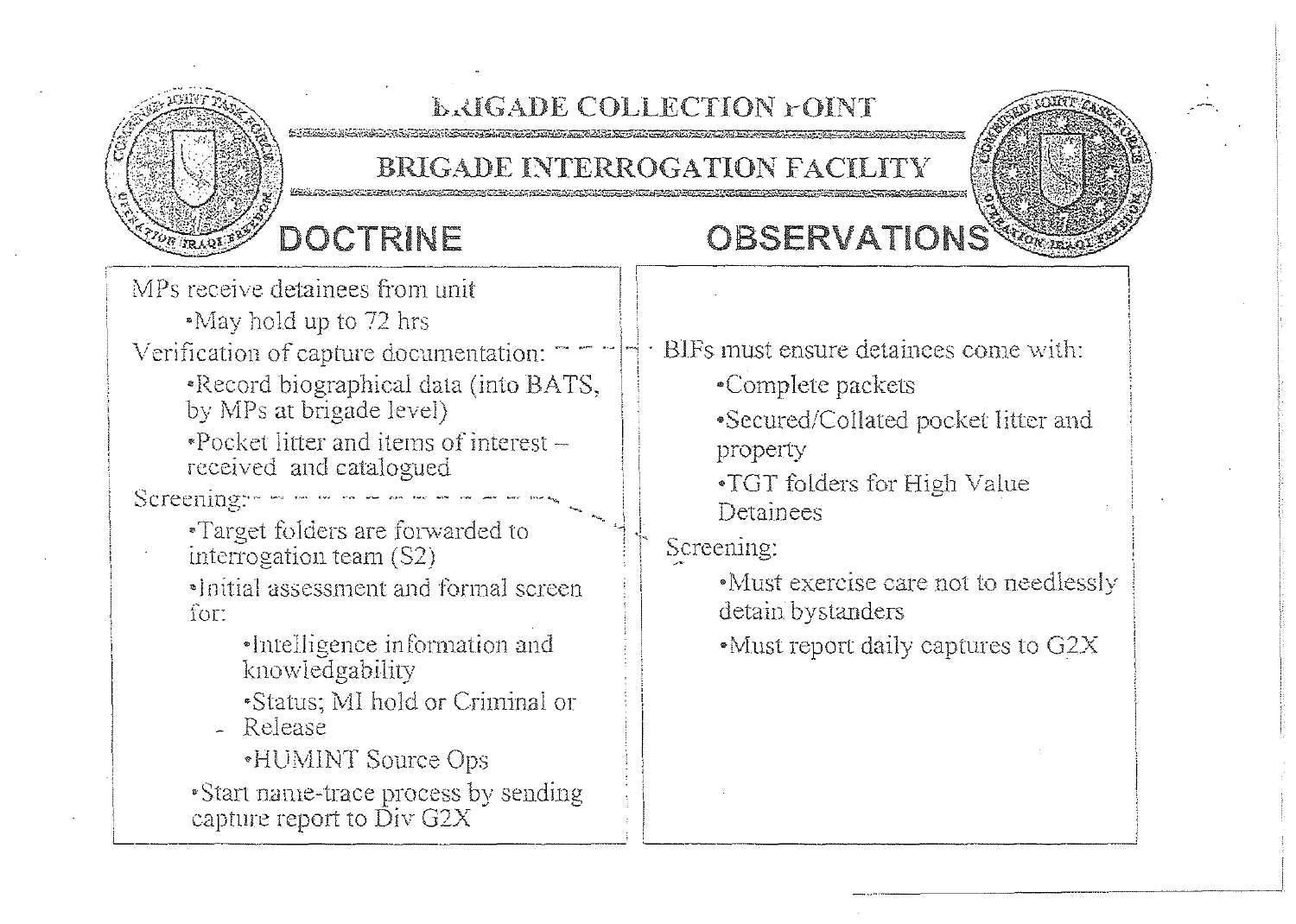# BRIGADE COLLECTION POINT

## BRIGADE INTERROGATION FACILITY

### DOCTRINE

MPs receive detainees from unit

- May hold up to 72 hrs

Verification of capture documentation:

- Record biographical data (into BATS, by MPs at brigade level)
- Pocket litter and items of interest – received and catalogued

Screening:

- Target folders are forwarded to interrogation team (S2)
- Initial assessment and formal screen for:
  - Intelligence information and knowledgability
  - Status; MI hold or Criminal or Release
  - HUMINT Source Ops
- Start name-trace process by sending capture report to Div G2X

### OBSERVATIONS

BIFs must ensure detainees come with:

- Complete packets
- Secured/Collated pocket litter and property
- TGT folders for High Value Detainees

Screening:

- Must exercise care not to needlessly detain bystanders
- Must report daily captures to G2X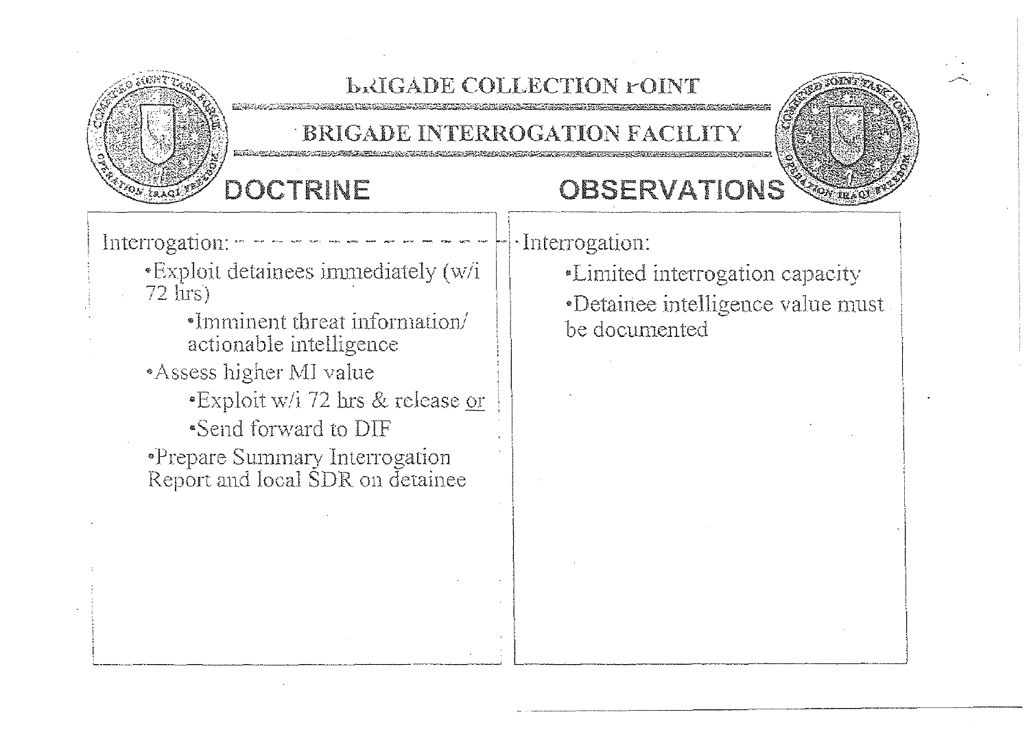# BRIGADE COLLECTION POINT

## BRIGADE INTERROGATION FACILITY

| DOCTRINE | OBSERVATIONS |
|---|---|
| Interrogation: | Interrogation: |
| • Exploit detainees immediately (w/i 72 hrs) | • Limited interrogation capacity |
| &nbsp;&nbsp;&nbsp;&nbsp;• Imminent threat information/ actionable intelligence | • Detainee intelligence value must be documented |
| • Assess higher MI value | |
| &nbsp;&nbsp;&nbsp;&nbsp;• Exploit w/i 72 hrs & release <u>or</u> | |
| &nbsp;&nbsp;&nbsp;&nbsp;• Send forward to DIF | |
| • Prepare Summary Interrogation Report and local SDR on detainee | |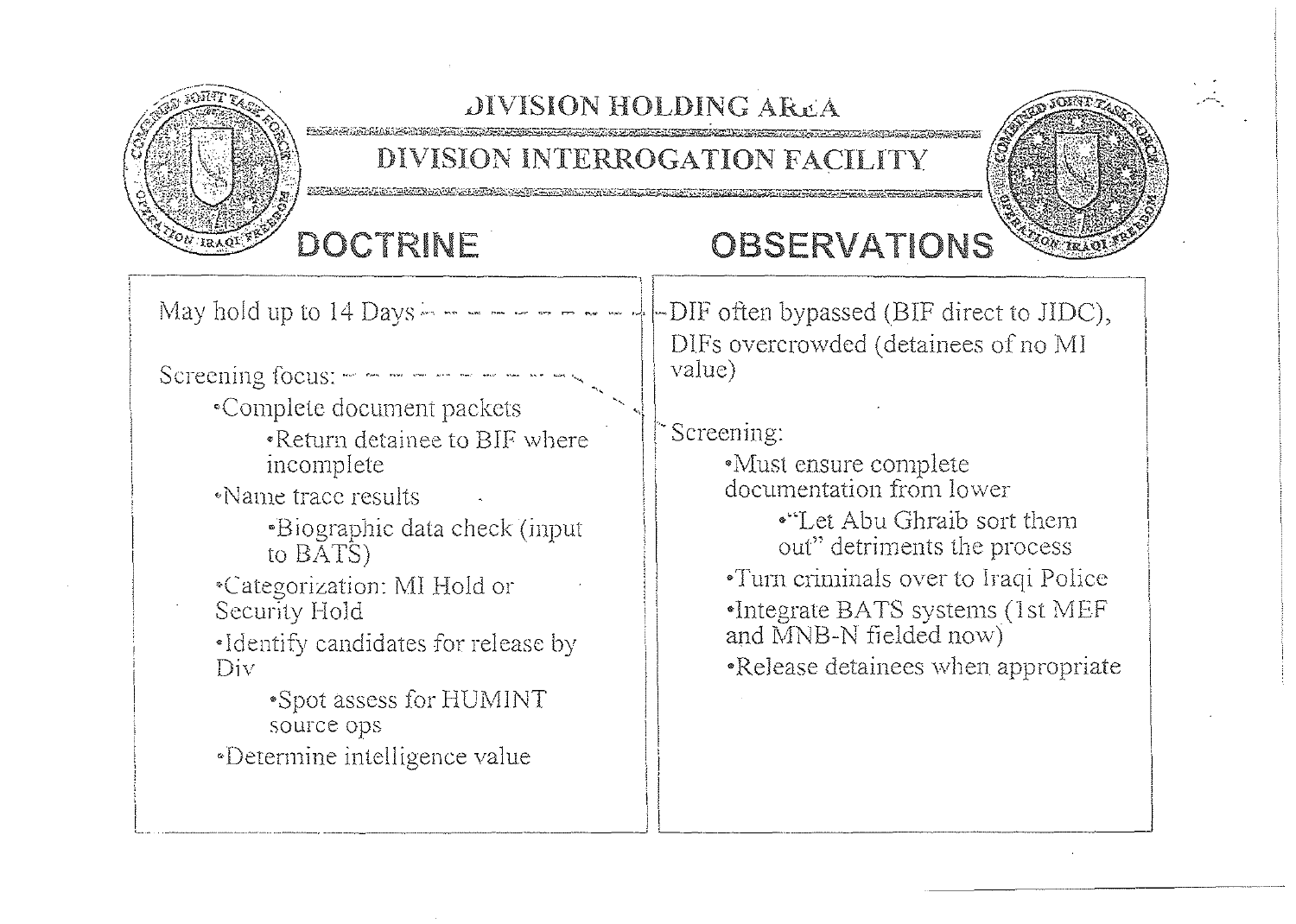# DIVISION HOLDING AREA

## DIVISION INTERROGATION FACILITY

### DOCTRINE

May hold up to 14 Days

Screening focus:

- Complete document packets
  - Return detainee to BIF where incomplete
- Name trace results
  - Biographic data check (input to BATS)
- Categorization: MI Hold or Security Hold
- Identify candidates for release by Div
  - Spot assess for HUMINT source ops
- Determine intelligence value

### OBSERVATIONS

- DIF often bypassed (BIF direct to JIDC), DIFs overcrowded (detainees of no MI value)

Screening:

- Must ensure complete documentation from lower
  - "Let Abu Ghraib sort them out" detriments the process
- Turn criminals over to Iraqi Police
- Integrate BATS systems (1st MEF and MNB-N fielded now)
- Release detainees when appropriate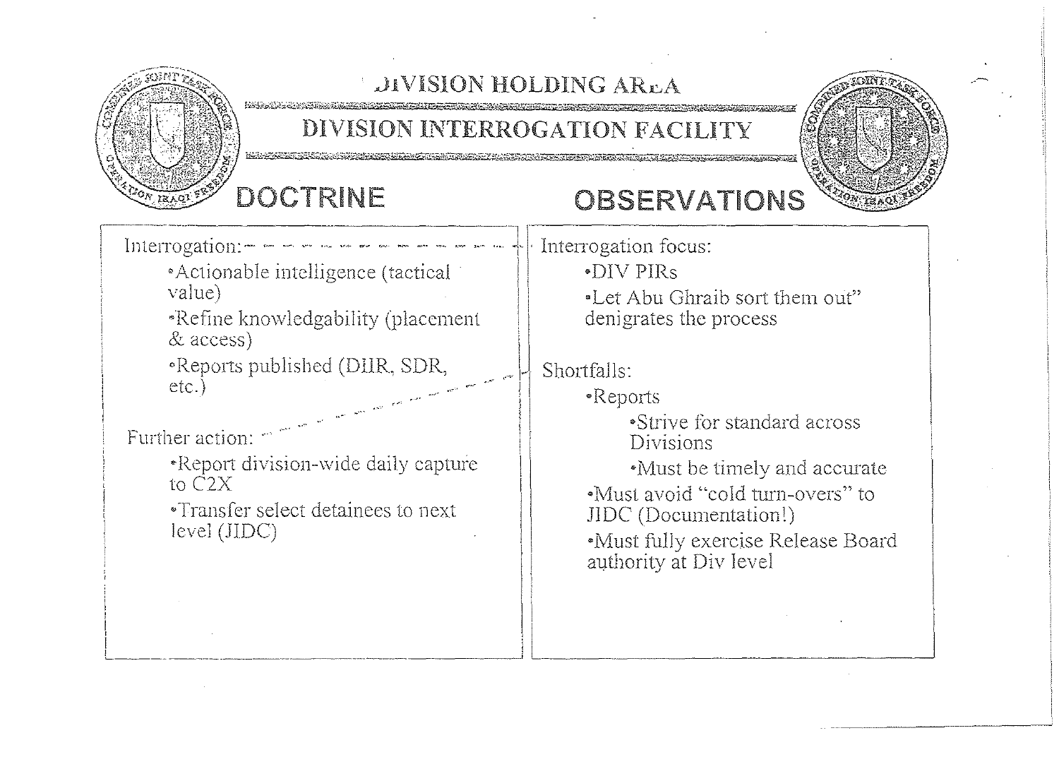# DIVISION HOLDING AREA

## DIVISION INTERROGATION FACILITY

### DOCTRINE

Interrogation:

- Actionable intelligence (tactical value)
- Refine knowledgability (placement & access)
- Reports published (DIIR, SDR, etc.)

Further action:

- Report division-wide daily capture to C2X
- Transfer select detainees to next level (JIDC)

### OBSERVATIONS

Interrogation focus:

- DIV PIRs
- Let Abu Ghraib sort them out" denigrates the process

Shortfalls:

- Reports
  - Strive for standard across Divisions
  - Must be timely and accurate
- Must avoid "cold turn-overs" to JIDC (Documentation!)
- Must fully exercise Release Board authority at Div level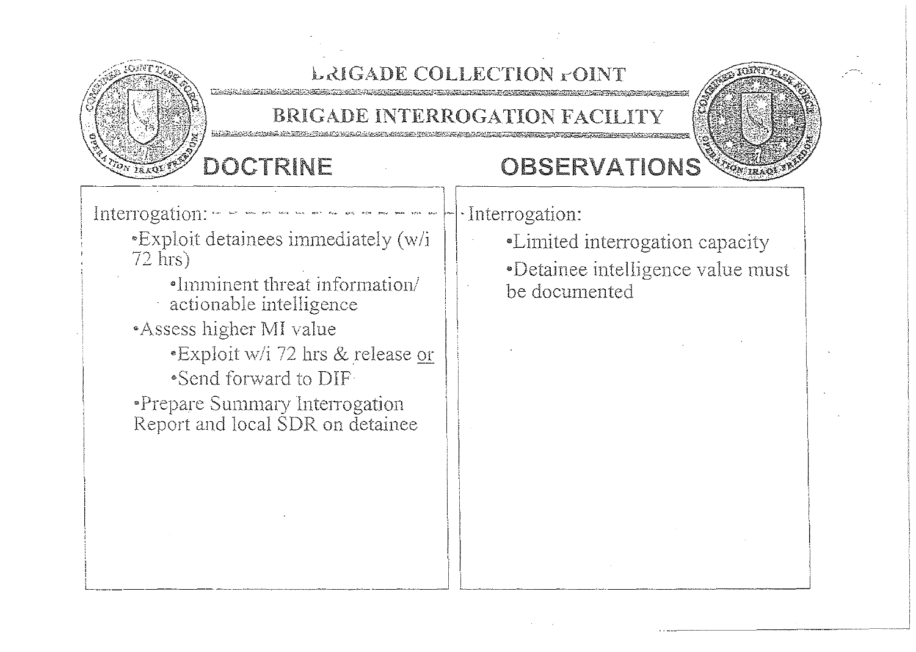# BRIGADE COLLECTION POINT

## BRIGADE INTERROGATION FACILITY

### DOCTRINE

Interrogation:

- Exploit detainees immediately (w/i 72 hrs)
  - Imminent threat information/ actionable intelligence
- Assess higher MI value
  - Exploit w/i 72 hrs & release or
  - Send forward to DIF
- Prepare Summary Interrogation Report and local SDR on detainee

### OBSERVATIONS

Interrogation:

- Limited interrogation capacity
- Detainee intelligence value must be documented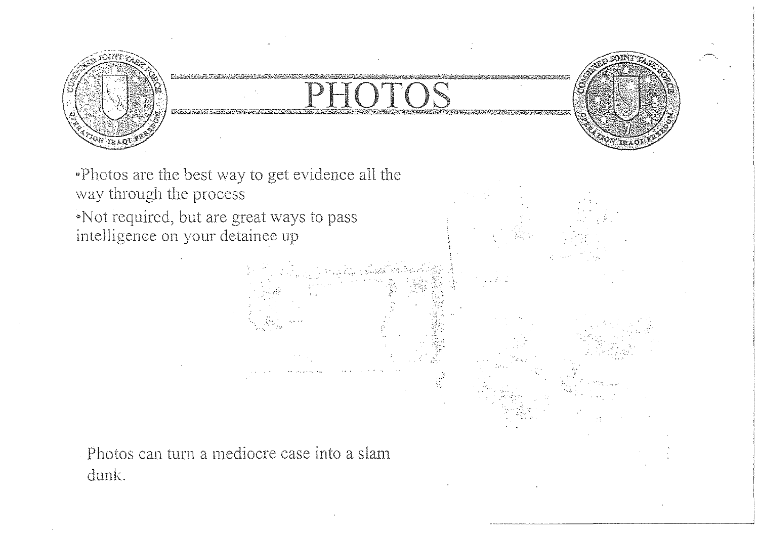# PHOTOS

- Photos are the best way to get evidence all the way through the process
- Not required, but are great ways to pass intelligence on your detainee up

Photos can turn a mediocre case into a slam dunk.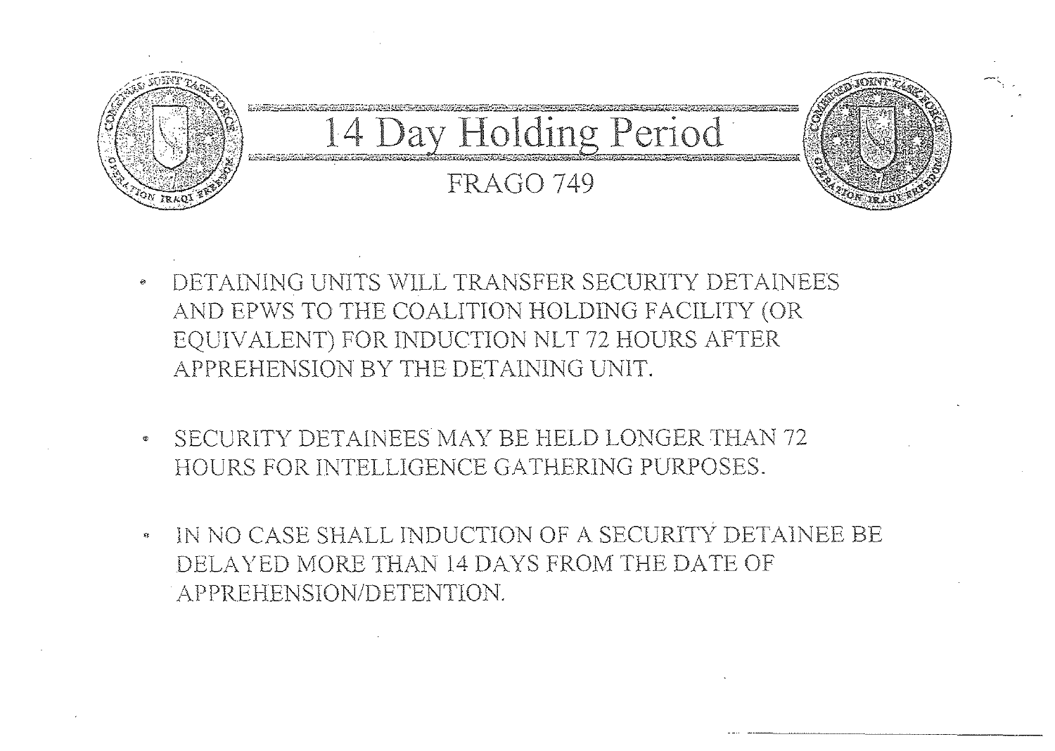# 14 Day Holding Period

## FRAGO 749

- DETAINING UNITS WILL TRANSFER SECURITY DETAINEES AND EPWS TO THE COALITION HOLDING FACILITY (OR EQUIVALENT) FOR INDUCTION NLT 72 HOURS AFTER APPREHENSION BY THE DETAINING UNIT.
- SECURITY DETAINEES MAY BE HELD LONGER THAN 72 HOURS FOR INTELLIGENCE GATHERING PURPOSES.
- IN NO CASE SHALL INDUCTION OF A SECURITY DETAINEE BE DELAYED MORE THAN 14 DAYS FROM THE DATE OF APPREHENSION/DETENTION.